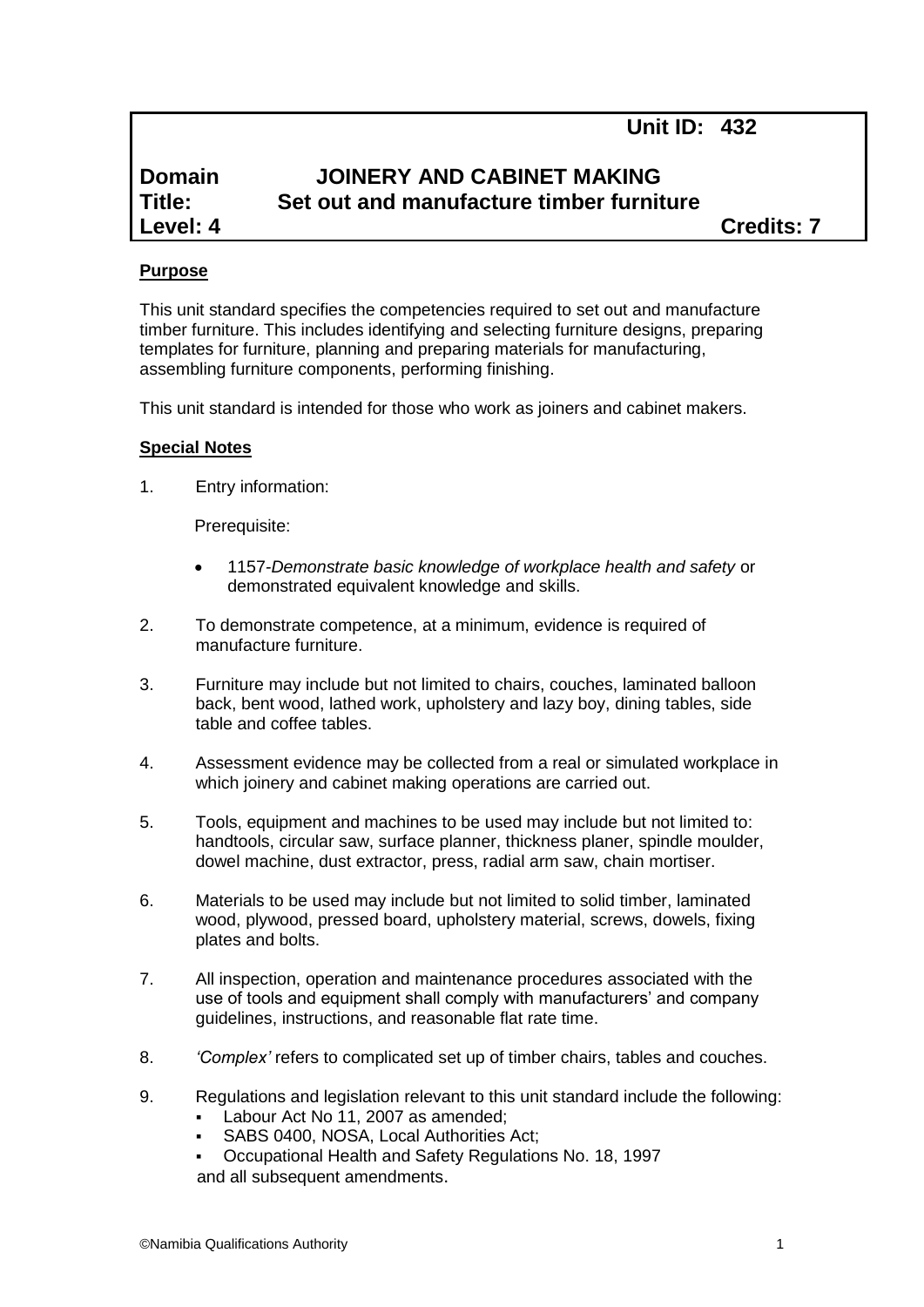**Unit ID: 432**

**Domain** **JOINERY AND CABINET MAKING**
**Title:** **Set out and manufacture timber furniture**
**Level: 4** **Credits: 7**

**Purpose**

This unit standard specifies the competencies required to set out and manufacture timber furniture. This includes identifying and selecting furniture designs, preparing templates for furniture, planning and preparing materials for manufacturing, assembling furniture components, performing finishing.

This unit standard is intended for those who work as joiners and cabinet makers.

**Special Notes**

1. Entry information:

   Prerequisite:

   - 1157-*Demonstrate basic knowledge of workplace health and safety* or demonstrated equivalent knowledge and skills.

2. To demonstrate competence, at a minimum, evidence is required of manufacture furniture.

3. Furniture may include but not limited to chairs, couches, laminated balloon back, bent wood, lathed work, upholstery and lazy boy, dining tables, side table and coffee tables.

4. Assessment evidence may be collected from a real or simulated workplace in which joinery and cabinet making operations are carried out.

5. Tools, equipment and machines to be used may include but not limited to: handtools, circular saw, surface planner, thickness planer, spindle moulder, dowel machine, dust extractor, press, radial arm saw, chain mortiser.

6. Materials to be used may include but not limited to solid timber, laminated wood, plywood, pressed board, upholstery material, screws, dowels, fixing plates and bolts.

7. All inspection, operation and maintenance procedures associated with the use of tools and equipment shall comply with manufacturers' and company guidelines, instructions, and reasonable flat rate time.

8. *'Complex'* refers to complicated set up of timber chairs, tables and couches.

9. Regulations and legislation relevant to this unit standard include the following:
   - Labour Act No 11, 2007 as amended;
   - SABS 0400, NOSA, Local Authorities Act;
   - Occupational Health and Safety Regulations No. 18, 1997

   and all subsequent amendments.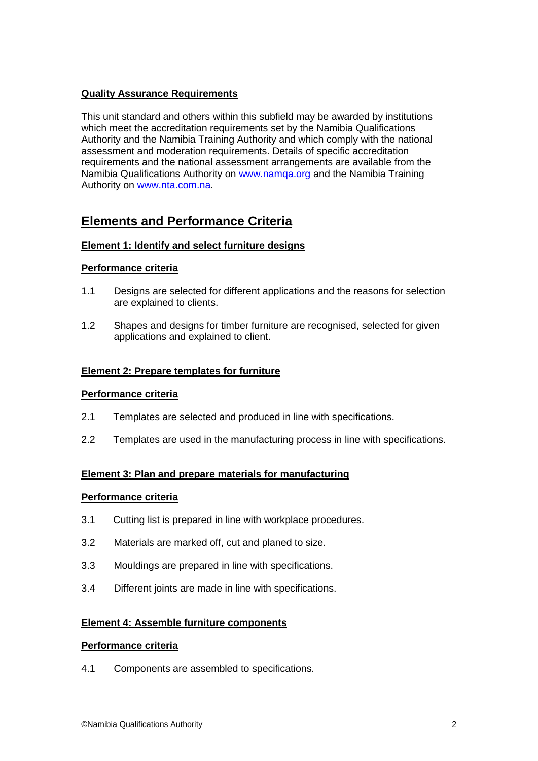**Quality Assurance Requirements**

This unit standard and others within this subfield may be awarded by institutions which meet the accreditation requirements set by the Namibia Qualifications Authority and the Namibia Training Authority and which comply with the national assessment and moderation requirements. Details of specific accreditation requirements and the national assessment arrangements are available from the Namibia Qualifications Authority on www.namqa.org and the Namibia Training Authority on www.nta.com.na.

## Elements and Performance Criteria

### Element 1: Identify and select furniture designs

**Performance criteria**

1.1 Designs are selected for different applications and the reasons for selection are explained to clients.

1.2 Shapes and designs for timber furniture are recognised, selected for given applications and explained to client.

### Element 2: Prepare templates for furniture

**Performance criteria**

2.1 Templates are selected and produced in line with specifications.

2.2 Templates are used in the manufacturing process in line with specifications.

### Element 3: Plan and prepare materials for manufacturing

**Performance criteria**

3.1 Cutting list is prepared in line with workplace procedures.

3.2 Materials are marked off, cut and planed to size.

3.3 Mouldings are prepared in line with specifications.

3.4 Different joints are made in line with specifications.

### Element 4: Assemble furniture components

**Performance criteria**

4.1 Components are assembled to specifications.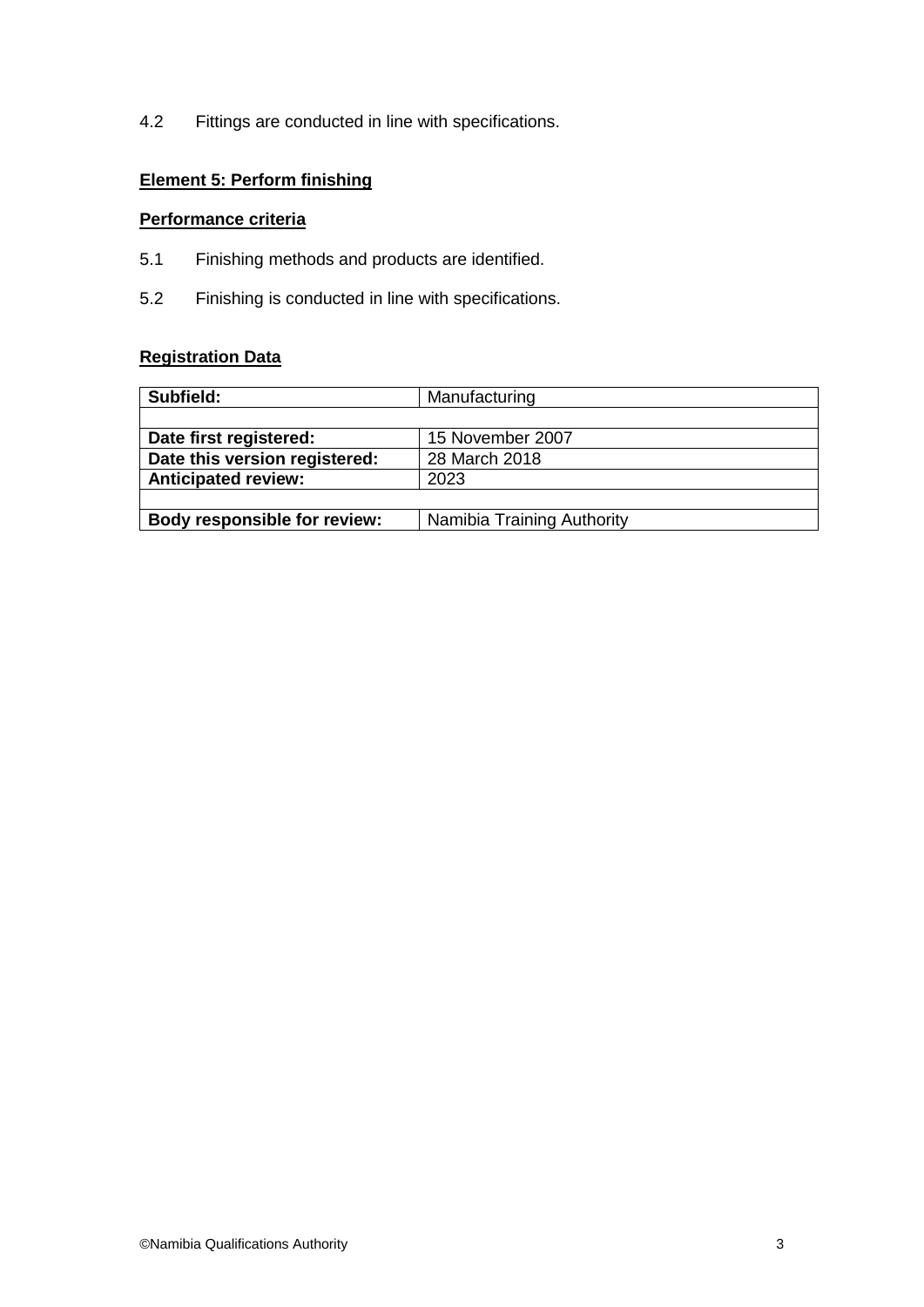4.2 Fittings are conducted in line with specifications.

**Element 5: Perform finishing**

**Performance criteria**

5.1 Finishing methods and products are identified.

5.2 Finishing is conducted in line with specifications.

**Registration Data**

| | |
|---|---|
| **Subfield:** | Manufacturing |
| | |
| **Date first registered:** | 15 November 2007 |
| **Date this version registered:** | 28 March 2018 |
| **Anticipated review:** | 2023 |
| | |
| **Body responsible for review:** | Namibia Training Authority |

©Namibia Qualifications Authority